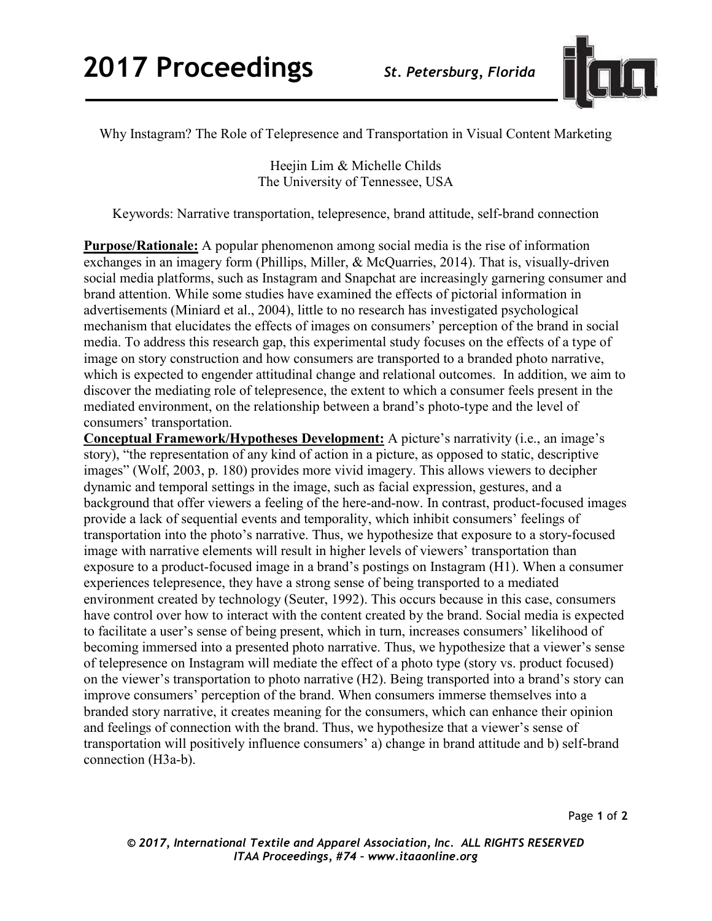Why Instagram? The Role of Telepresence and Transportation in Visual Content Marketing

Heejin Lim & Michelle Childs
The University of Tennessee, USA

Keywords: Narrative transportation, telepresence, brand attitude, self-brand connection

**Purpose/Rationale:** A popular phenomenon among social media is the rise of information exchanges in an imagery form (Phillips, Miller, & McQuarries, 2014). That is, visually-driven social media platforms, such as Instagram and Snapchat are increasingly garnering consumer and brand attention. While some studies have examined the effects of pictorial information in advertisements (Miniard et al., 2004), little to no research has investigated psychological mechanism that elucidates the effects of images on consumers' perception of the brand in social media. To address this research gap, this experimental study focuses on the effects of a type of image on story construction and how consumers are transported to a branded photo narrative, which is expected to engender attitudinal change and relational outcomes. In addition, we aim to discover the mediating role of telepresence, the extent to which a consumer feels present in the mediated environment, on the relationship between a brand's photo-type and the level of consumers' transportation.

**Conceptual Framework/Hypotheses Development:** A picture's narrativity (i.e., an image's story), "the representation of any kind of action in a picture, as opposed to static, descriptive images" (Wolf, 2003, p. 180) provides more vivid imagery. This allows viewers to decipher dynamic and temporal settings in the image, such as facial expression, gestures, and a background that offer viewers a feeling of the here-and-now. In contrast, product-focused images provide a lack of sequential events and temporality, which inhibit consumers' feelings of transportation into the photo's narrative. Thus, we hypothesize that exposure to a story-focused image with narrative elements will result in higher levels of viewers' transportation than exposure to a product-focused image in a brand's postings on Instagram (H1). When a consumer experiences telepresence, they have a strong sense of being transported to a mediated environment created by technology (Seuter, 1992). This occurs because in this case, consumers have control over how to interact with the content created by the brand. Social media is expected to facilitate a user's sense of being present, which in turn, increases consumers' likelihood of becoming immersed into a presented photo narrative. Thus, we hypothesize that a viewer's sense of telepresence on Instagram will mediate the effect of a photo type (story vs. product focused) on the viewer's transportation to photo narrative (H2). Being transported into a brand's story can improve consumers' perception of the brand. When consumers immerse themselves into a branded story narrative, it creates meaning for the consumers, which can enhance their opinion and feelings of connection with the brand. Thus, we hypothesize that a viewer's sense of transportation will positively influence consumers' a) change in brand attitude and b) self-brand connection (H3a-b).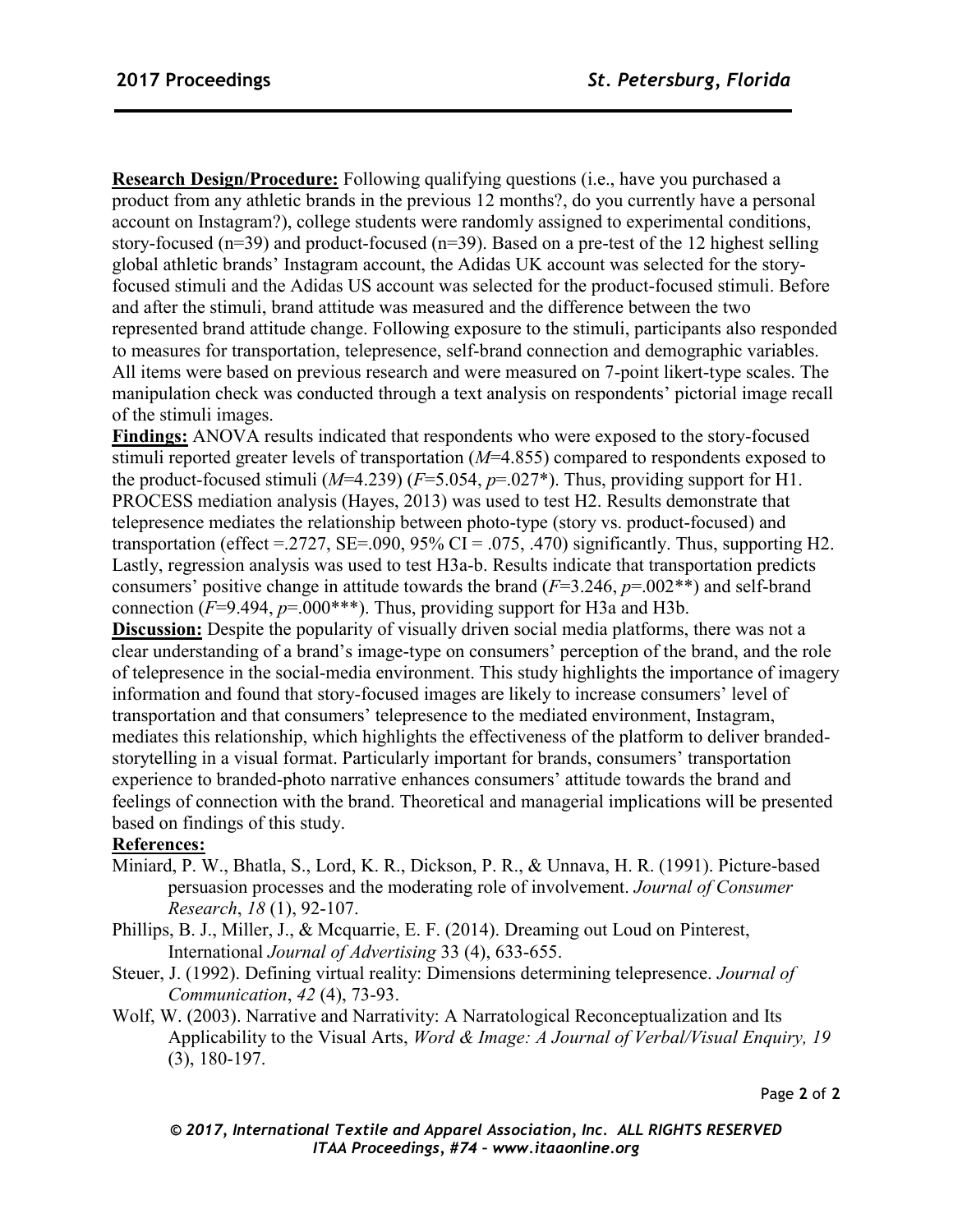**Research Design/Procedure:** Following qualifying questions (i.e., have you purchased a product from any athletic brands in the previous 12 months?, do you currently have a personal account on Instagram?), college students were randomly assigned to experimental conditions, story-focused (n=39) and product-focused (n=39). Based on a pre-test of the 12 highest selling global athletic brands' Instagram account, the Adidas UK account was selected for the story-focused stimuli and the Adidas US account was selected for the product-focused stimuli. Before and after the stimuli, brand attitude was measured and the difference between the two represented brand attitude change. Following exposure to the stimuli, participants also responded to measures for transportation, telepresence, self-brand connection and demographic variables. All items were based on previous research and were measured on 7-point likert-type scales. The manipulation check was conducted through a text analysis on respondents' pictorial image recall of the stimuli images.

**Findings:** ANOVA results indicated that respondents who were exposed to the story-focused stimuli reported greater levels of transportation ($M$=4.855) compared to respondents exposed to the product-focused stimuli ($M$=4.239) ($F$=5.054, $p$=.027*). Thus, providing support for H1. PROCESS mediation analysis (Hayes, 2013) was used to test H2. Results demonstrate that telepresence mediates the relationship between photo-type (story vs. product-focused) and transportation (effect =.2727, SE=.090, 95% CI = .075, .470) significantly. Thus, supporting H2. Lastly, regression analysis was used to test H3a-b. Results indicate that transportation predicts consumers' positive change in attitude towards the brand ($F$=3.246, $p$=.002**) and self-brand connection ($F$=9.494, $p$=.000***). Thus, providing support for H3a and H3b.

**Discussion:** Despite the popularity of visually driven social media platforms, there was not a clear understanding of a brand's image-type on consumers' perception of the brand, and the role of telepresence in the social-media environment. This study highlights the importance of imagery information and found that story-focused images are likely to increase consumers' level of transportation and that consumers' telepresence to the mediated environment, Instagram, mediates this relationship, which highlights the effectiveness of the platform to deliver branded-storytelling in a visual format. Particularly important for brands, consumers' transportation experience to branded-photo narrative enhances consumers' attitude towards the brand and feelings of connection with the brand. Theoretical and managerial implications will be presented based on findings of this study.

**References:**

Miniard, P. W., Bhatla, S., Lord, K. R., Dickson, P. R., & Unnava, H. R. (1991). Picture-based persuasion processes and the moderating role of involvement. *Journal of Consumer Research*, *18* (1), 92-107.

Phillips, B. J., Miller, J., & Mcquarrie, E. F. (2014). Dreaming out Loud on Pinterest, International *Journal of Advertising* 33 (4), 633-655.

Steuer, J. (1992). Defining virtual reality: Dimensions determining telepresence. *Journal of Communication*, *42* (4), 73-93.

Wolf, W. (2003). Narrative and Narrativity: A Narratological Reconceptualization and Its Applicability to the Visual Arts, *Word & Image: A Journal of Verbal/Visual Enquiry, 19* (3), 180-197.